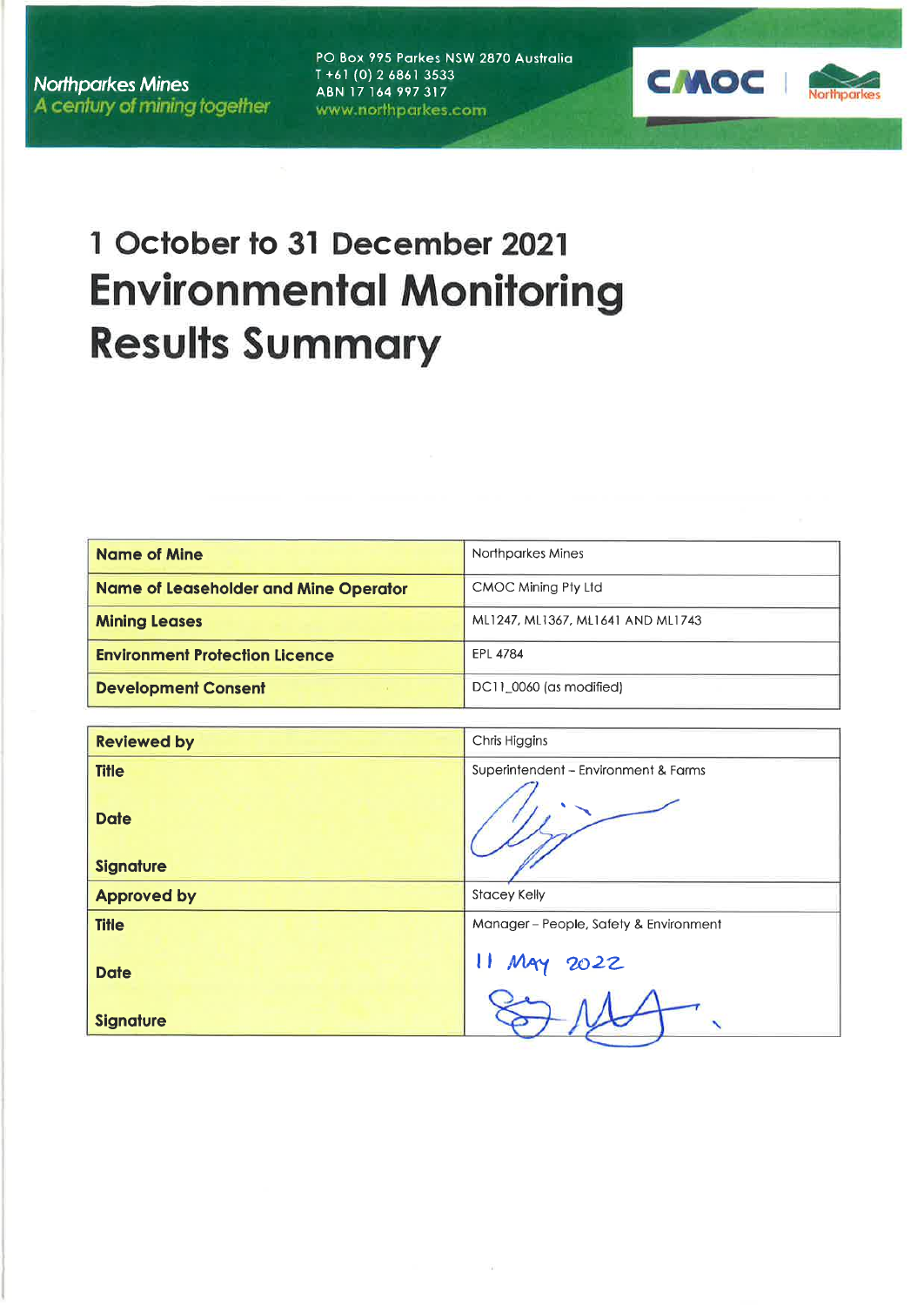Northparkes Mines
*A century of mining together*

PO Box 995 Parkes NSW 2870 Australia
T +61 (0) 2 6861 3533
ABN 17 164 997 317
www.northparkes.com

# 1 October to 31 December 2021
# Environmental Monitoring Results Summary

| Name of Mine | Northparkes Mines |
|---|---|
| Name of Leaseholder and Mine Operator | CMOC Mining Pty Ltd |
| Mining Leases | ML1247, ML1367, ML1641 AND ML1743 |
| Environment Protection Licence | EPL 4784 |
| Development Consent | DC11_0060 (as modified) |

| Reviewed by | Chris Higgins |
|---|---|
| Title | Superintendent – Environment & Farms |
| Date | |
| Signature | [signature] |
| Approved by | Stacey Kelly |
| Title | Manager – People, Safety & Environment |
| Date | 11 May 2022 |
| Signature | [signature] |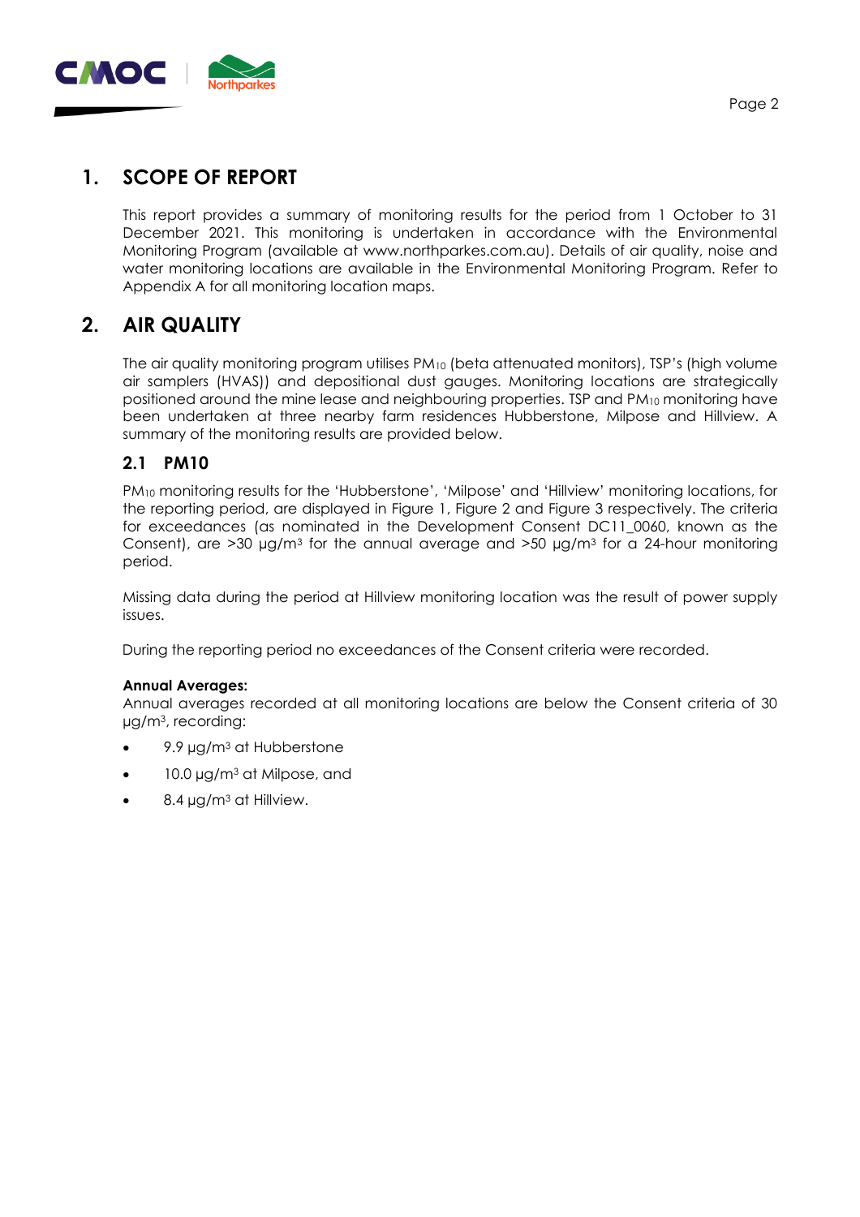# 1. SCOPE OF REPORT

This report provides a summary of monitoring results for the period from 1 October to 31 December 2021. This monitoring is undertaken in accordance with the Environmental Monitoring Program (available at www.northparkes.com.au). Details of air quality, noise and water monitoring locations are available in the Environmental Monitoring Program. Refer to Appendix A for all monitoring location maps.

# 2. AIR QUALITY

The air quality monitoring program utilises $PM_{10}$ (beta attenuated monitors), TSP's (high volume air samplers (HVAS)) and depositional dust gauges. Monitoring locations are strategically positioned around the mine lease and neighbouring properties. TSP and $PM_{10}$ monitoring have been undertaken at three nearby farm residences Hubberstone, Milpose and Hillview. A summary of the monitoring results are provided below.

## 2.1 PM10

$PM_{10}$ monitoring results for the 'Hubberstone', 'Milpose' and 'Hillview' monitoring locations, for the reporting period, are displayed in Figure 1, Figure 2 and Figure 3 respectively. The criteria for exceedances (as nominated in the Development Consent DC11_0060, known as the Consent), are >30 μg/m$^3$ for the annual average and >50 μg/m$^3$ for a 24-hour monitoring period.

Missing data during the period at Hillview monitoring location was the result of power supply issues.

During the reporting period no exceedances of the Consent criteria were recorded.

**Annual Averages:**
Annual averages recorded at all monitoring locations are below the Consent criteria of 30 μg/m$^3$, recording:

- 9.9 μg/m$^3$ at Hubberstone
- 10.0 μg/m$^3$ at Milpose, and
- 8.4 μg/m$^3$ at Hillview.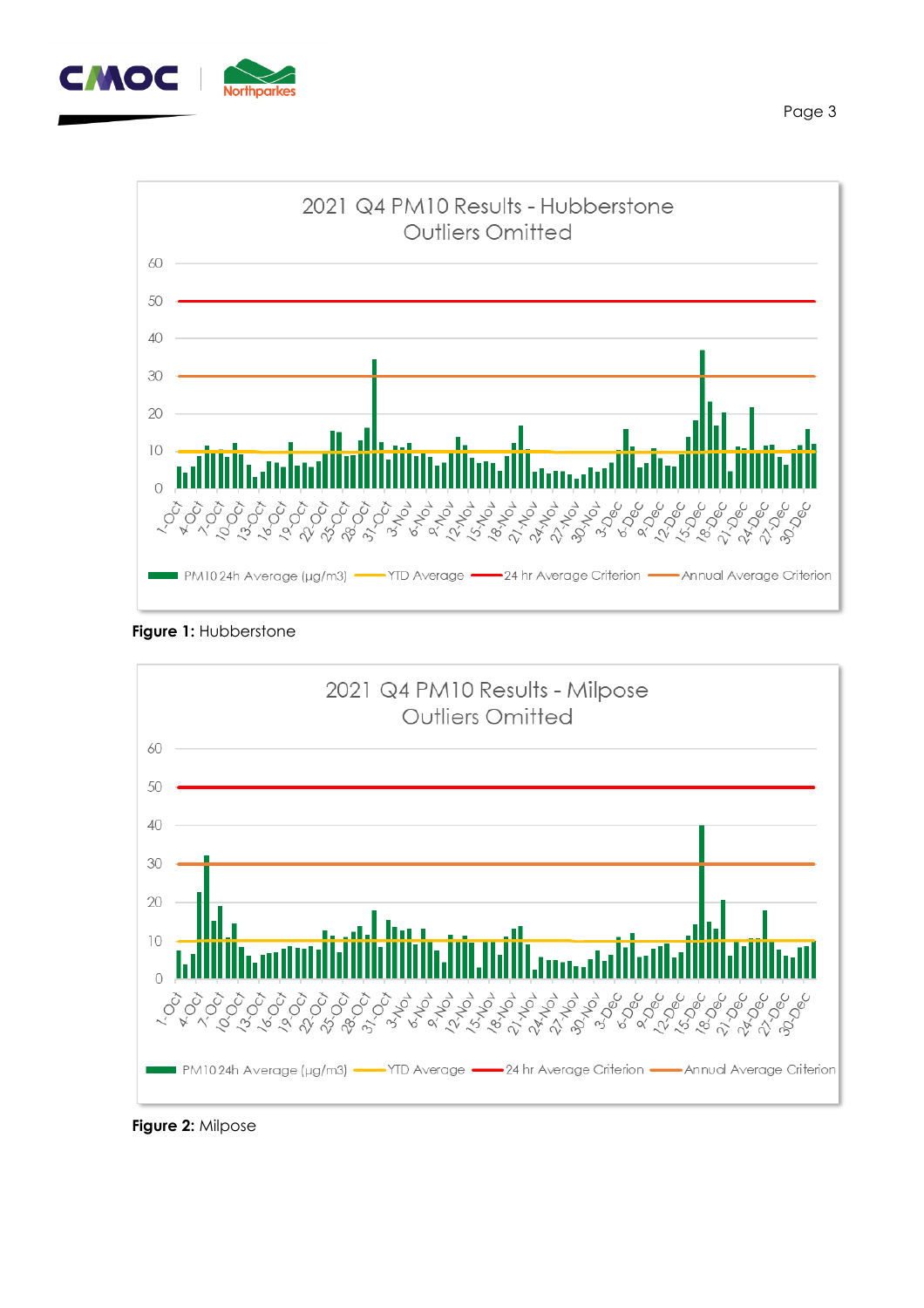**Figure 1:** Hubberstone

**Figure 2:** Milpose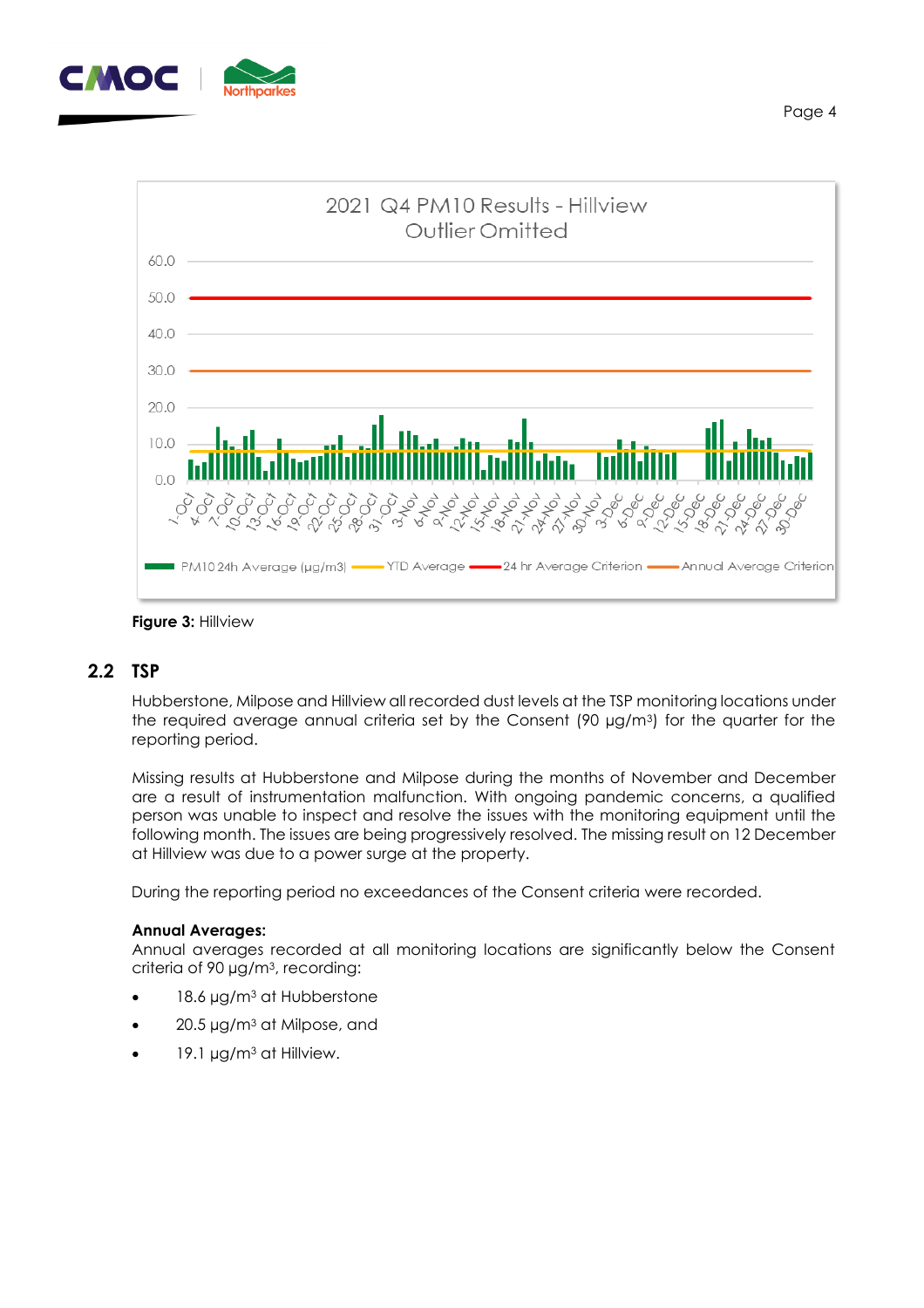**Figure 3:** Hillview

## 2.2 TSP

Hubberstone, Milpose and Hillview all recorded dust levels at the TSP monitoring locations under the required average annual criteria set by the Consent (90 µg/m³) for the quarter for the reporting period.

Missing results at Hubberstone and Milpose during the months of November and December are a result of instrumentation malfunction. With ongoing pandemic concerns, a qualified person was unable to inspect and resolve the issues with the monitoring equipment until the following month. The issues are being progressively resolved. The missing result on 12 December at Hillview was due to a power surge at the property.

During the reporting period no exceedances of the Consent criteria were recorded.

**Annual Averages:**
Annual averages recorded at all monitoring locations are significantly below the Consent criteria of 90 µg/m³, recording:

- 18.6 µg/m³ at Hubberstone
- 20.5 µg/m³ at Milpose, and
- 19.1 µg/m³ at Hillview.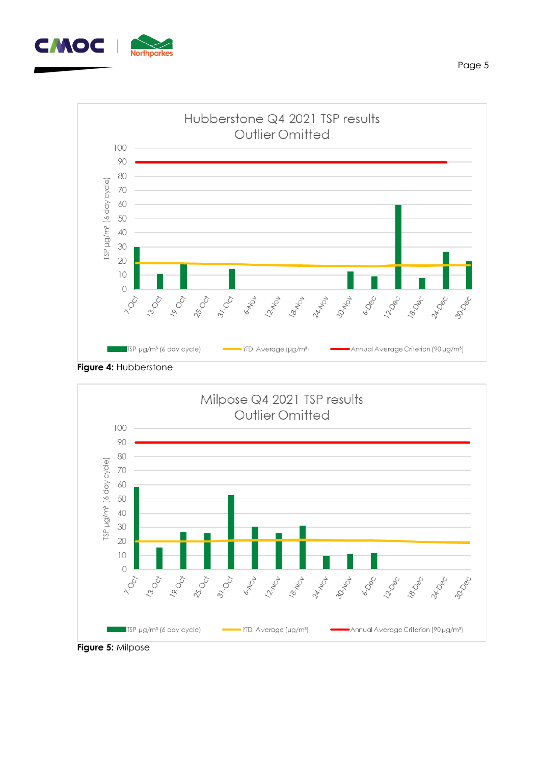**Figure 4:** Hubberstone

**Figure 5:** Milpose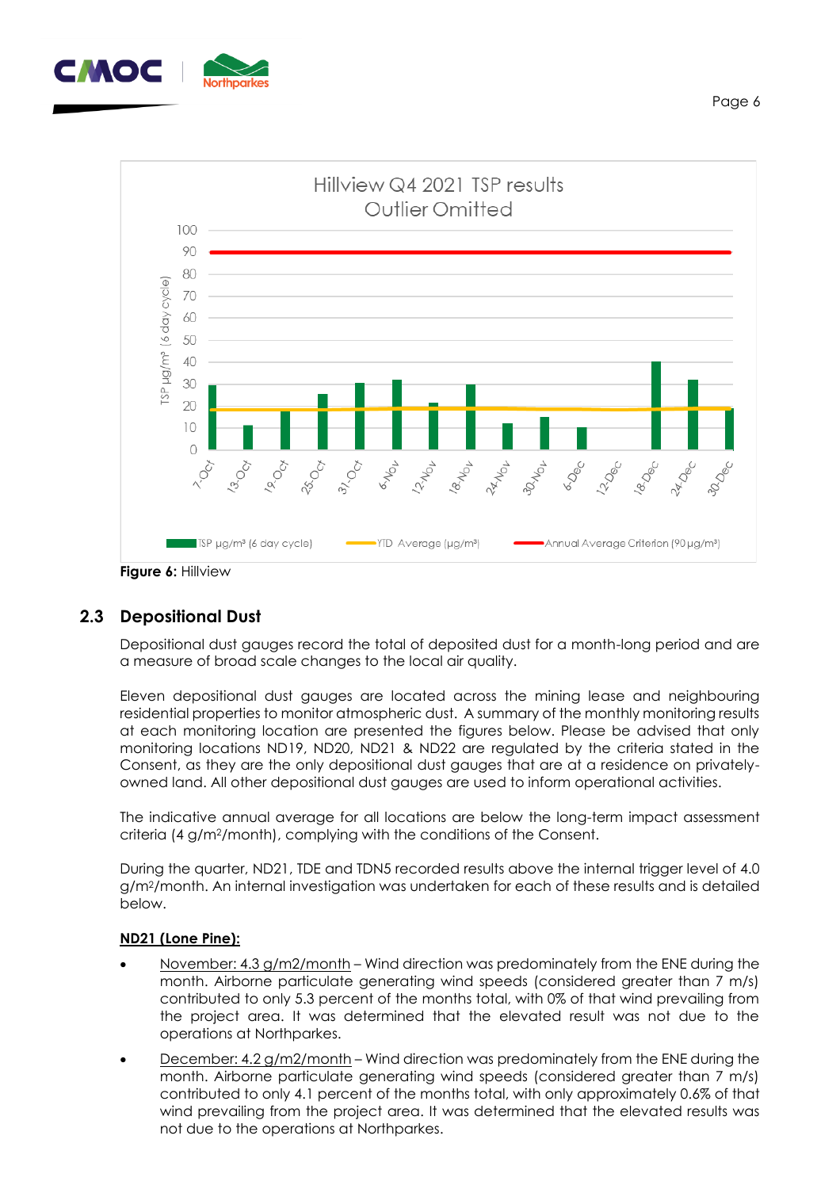Figure 6: Hillview

## 2.3 Depositional Dust

Depositional dust gauges record the total of deposited dust for a month-long period and are a measure of broad scale changes to the local air quality.

Eleven depositional dust gauges are located across the mining lease and neighbouring residential properties to monitor atmospheric dust. A summary of the monthly monitoring results at each monitoring location are presented the figures below. Please be advised that only monitoring locations ND19, ND20, ND21 & ND22 are regulated by the criteria stated in the Consent, as they are the only depositional dust gauges that are at a residence on privately-owned land. All other depositional dust gauges are used to inform operational activities.

The indicative annual average for all locations are below the long-term impact assessment criteria (4 g/m$^2$/month), complying with the conditions of the Consent.

During the quarter, ND21, TDE and TDN5 recorded results above the internal trigger level of 4.0 g/m$^2$/month. An internal investigation was undertaken for each of these results and is detailed below.

**ND21 (Lone Pine):**

- November: 4.3 g/m2/month – Wind direction was predominately from the ENE during the month. Airborne particulate generating wind speeds (considered greater than 7 m/s) contributed to only 5.3 percent of the months total, with 0% of that wind prevailing from the project area. It was determined that the elevated result was not due to the operations at Northparkes.
- December: 4.2 g/m2/month – Wind direction was predominately from the ENE during the month. Airborne particulate generating wind speeds (considered greater than 7 m/s) contributed to only 4.1 percent of the months total, with only approximately 0.6% of that wind prevailing from the project area. It was determined that the elevated results was not due to the operations at Northparkes.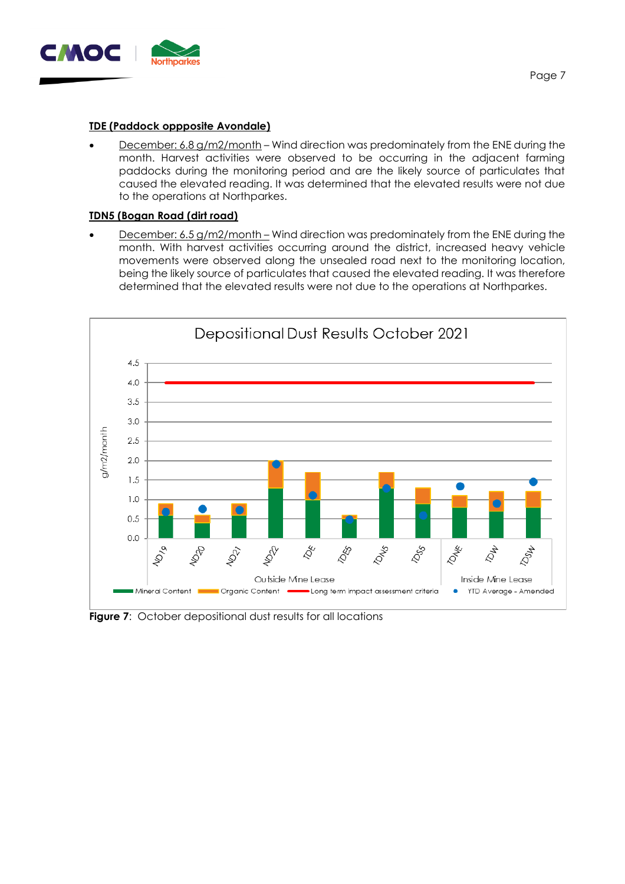**TDE (Paddock oppposite Avondale)**

- December: 6.8 g/m2/month – Wind direction was predominately from the ENE during the month. Harvest activities were observed to be occurring in the adjacent farming paddocks during the monitoring period and are the likely source of particulates that caused the elevated reading. It was determined that the elevated results were not due to the operations at Northparkes.

**TDN5 (Bogan Road (dirt road)**

- December: 6.5 g/m2/month – Wind direction was predominately from the ENE during the month. With harvest activities occurring around the district, increased heavy vehicle movements were observed along the unsealed road next to the monitoring location, being the likely source of particulates that caused the elevated reading. It was therefore determined that the elevated results were not due to the operations at Northparkes.

**Figure 7**: October depositional dust results for all locations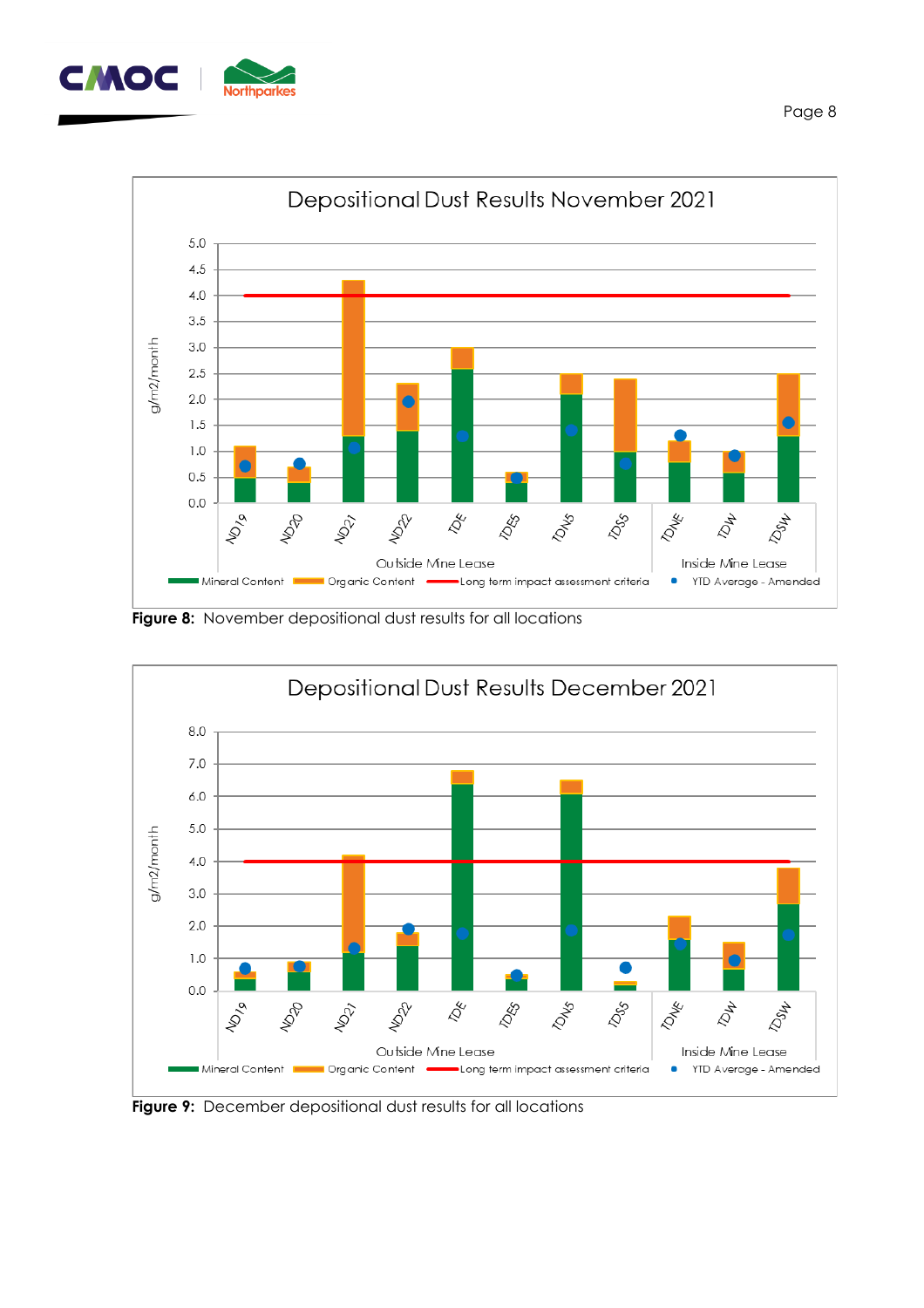**Depositional Dust Results November 2021**

**Figure 8:** November depositional dust results for all locations

**Depositional Dust Results December 2021**

**Figure 9:** December depositional dust results for all locations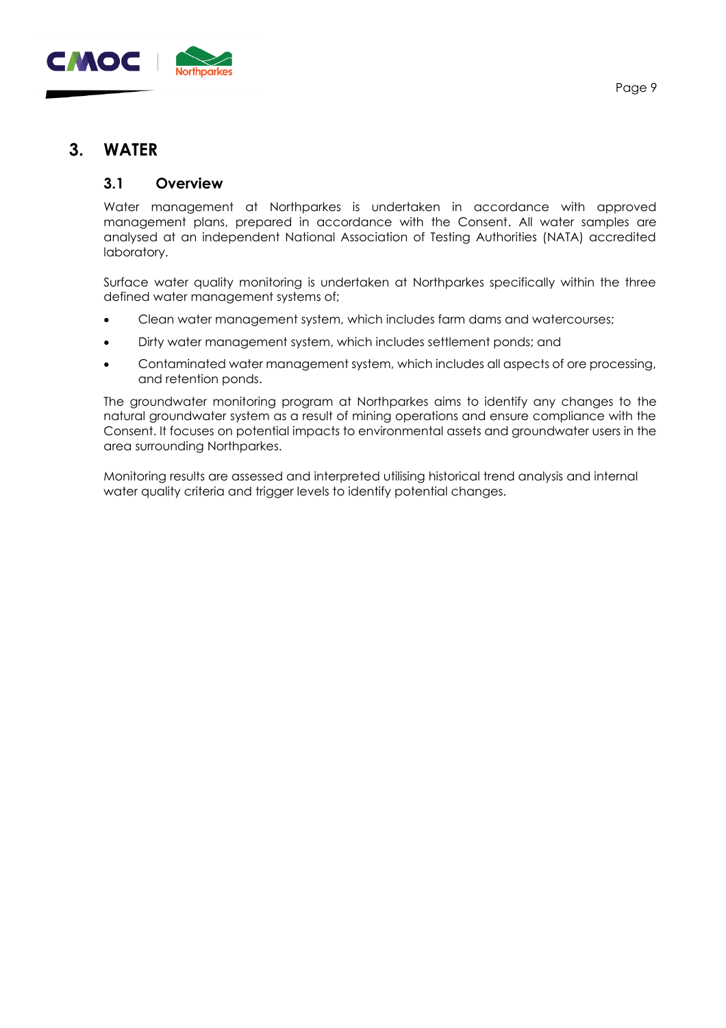# 3. WATER

## 3.1 Overview

Water management at Northparkes is undertaken in accordance with approved management plans, prepared in accordance with the Consent. All water samples are analysed at an independent National Association of Testing Authorities (NATA) accredited laboratory.

Surface water quality monitoring is undertaken at Northparkes specifically within the three defined water management systems of;

- Clean water management system, which includes farm dams and watercourses;
- Dirty water management system, which includes settlement ponds; and
- Contaminated water management system, which includes all aspects of ore processing, and retention ponds.

The groundwater monitoring program at Northparkes aims to identify any changes to the natural groundwater system as a result of mining operations and ensure compliance with the Consent. It focuses on potential impacts to environmental assets and groundwater users in the area surrounding Northparkes.

Monitoring results are assessed and interpreted utilising historical trend analysis and internal water quality criteria and trigger levels to identify potential changes.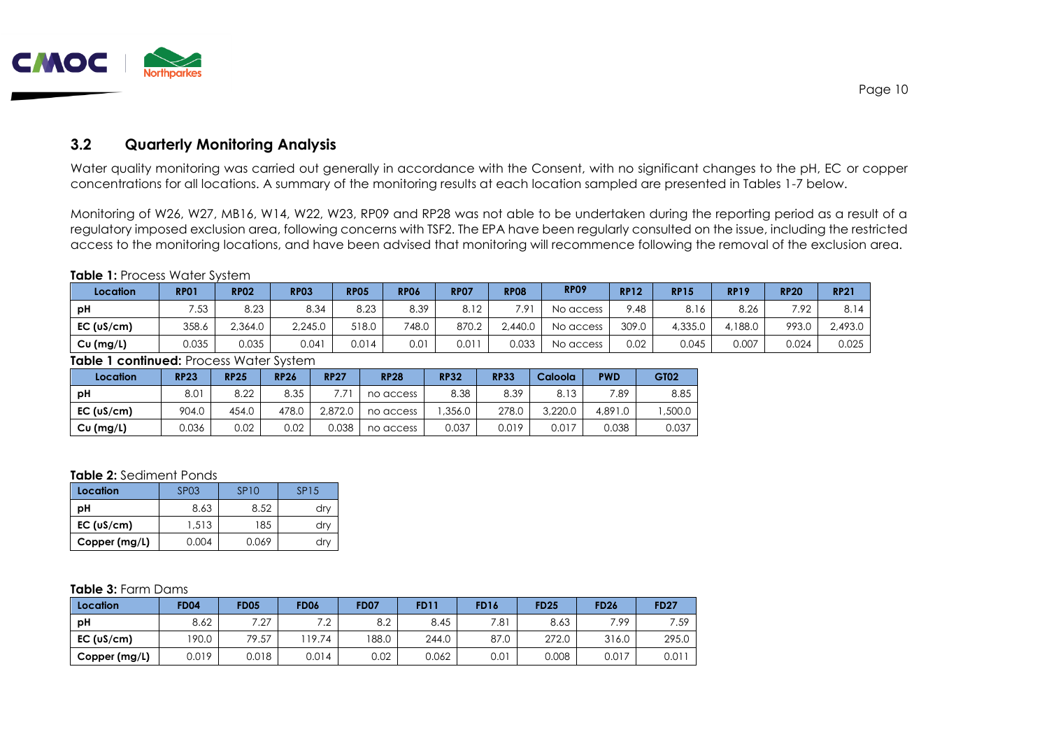## 3.2 Quarterly Monitoring Analysis

Water quality monitoring was carried out generally in accordance with the Consent, with no significant changes to the pH, EC or copper concentrations for all locations. A summary of the monitoring results at each location sampled are presented in Tables 1-7 below.

Monitoring of W26, W27, MB16, W14, W22, W23, RP09 and RP28 was not able to be undertaken during the reporting period as a result of a regulatory imposed exclusion area, following concerns with TSF2. The EPA have been regularly consulted on the issue, including the restricted access to the monitoring locations, and have been advised that monitoring will recommence following the removal of the exclusion area.

**Table 1:** Process Water System

| Location | RP01 | RP02 | RP03 | RP05 | RP06 | RP07 | RP08 | RP09 | RP12 | RP15 | RP19 | RP20 | RP21 |
|---|---|---|---|---|---|---|---|---|---|---|---|---|---|
| pH | 7.53 | 8.23 | 8.34 | 8.23 | 8.39 | 8.12 | 7.91 | No access | 9.48 | 8.16 | 8.26 | 7.92 | 8.14 |
| EC (uS/cm) | 358.6 | 2,364.0 | 2,245.0 | 518.0 | 748.0 | 870.2 | 2,440.0 | No access | 309.0 | 4,335.0 | 4,188.0 | 993.0 | 2,493.0 |
| Cu (mg/L) | 0.035 | 0.035 | 0.041 | 0.014 | 0.01 | 0.011 | 0.033 | No access | 0.02 | 0.045 | 0.007 | 0.024 | 0.025 |

**Table 1 continued:** Process Water System

| Location | RP23 | RP25 | RP26 | RP27 | RP28 | RP32 | RP33 | Caloola | PWD | GT02 |
|---|---|---|---|---|---|---|---|---|---|---|
| pH | 8.01 | 8.22 | 8.35 | 7.71 | no access | 8.38 | 8.39 | 8.13 | 7.89 | 8.85 |
| EC (uS/cm) | 904.0 | 454.0 | 478.0 | 2,872.0 | no access | 1,356.0 | 278.0 | 3,220.0 | 4,891.0 | 1,500.0 |
| Cu (mg/L) | 0.036 | 0.02 | 0.02 | 0.038 | no access | 0.037 | 0.019 | 0.017 | 0.038 | 0.037 |

**Table 2:** Sediment Ponds

| Location | SP03 | SP10 | SP15 |
|---|---|---|---|
| pH | 8.63 | 8.52 | dry |
| EC (uS/cm) | 1,513 | 185 | dry |
| Copper (mg/L) | 0.004 | 0.069 | dry |

**Table 3:** Farm Dams

| Location | FD04 | FD05 | FD06 | FD07 | FD11 | FD16 | FD25 | FD26 | FD27 |
|---|---|---|---|---|---|---|---|---|---|
| pH | 8.62 | 7.27 | 7.2 | 8.2 | 8.45 | 7.81 | 8.63 | 7.99 | 7.59 |
| EC (uS/cm) | 190.0 | 79.57 | 119.74 | 188.0 | 244.0 | 87.0 | 272.0 | 316.0 | 295.0 |
| Copper (mg/L) | 0.019 | 0.018 | 0.014 | 0.02 | 0.062 | 0.01 | 0.008 | 0.017 | 0.011 |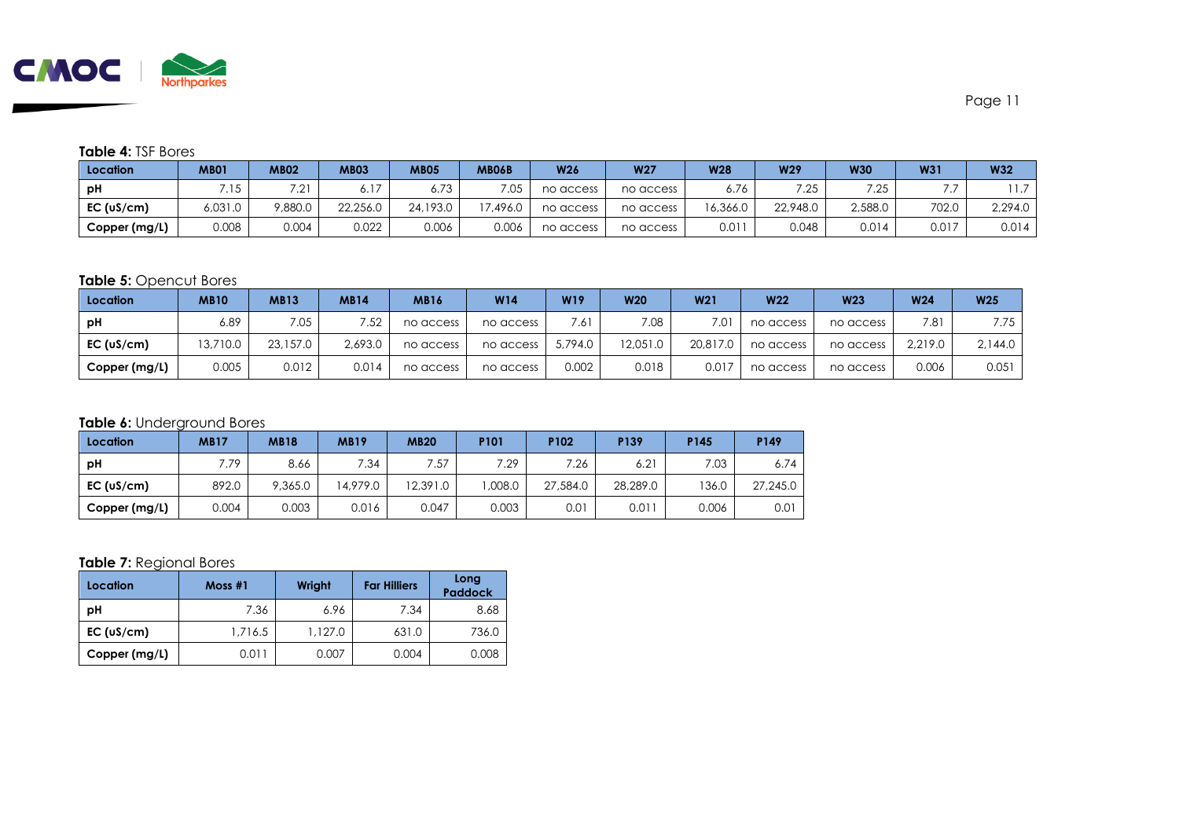**Table 4:** TSF Bores

| Location | MB01 | MB02 | MB03 | MB05 | MB06B | W26 | W27 | W28 | W29 | W30 | W31 | W32 |
|---|---|---|---|---|---|---|---|---|---|---|---|---|
| pH | 7.15 | 7.21 | 6.17 | 6.73 | 7.05 | no access | no access | 6.76 | 7.25 | 7.25 | 7.7 | 11.7 |
| EC (uS/cm) | 6,031.0 | 9,880.0 | 22,256.0 | 24,193.0 | 17,496.0 | no access | no access | 16,366.0 | 22,948.0 | 2,588.0 | 702.0 | 2,294.0 |
| Copper (mg/L) | 0.008 | 0.004 | 0.022 | 0.006 | 0.006 | no access | no access | 0.011 | 0.048 | 0.014 | 0.017 | 0.014 |

**Table 5:** Opencut Bores

| Location | MB10 | MB13 | MB14 | MB16 | W14 | W19 | W20 | W21 | W22 | W23 | W24 | W25 |
|---|---|---|---|---|---|---|---|---|---|---|---|---|
| pH | 6.89 | 7.05 | 7.52 | no access | no access | 7.61 | 7.08 | 7.01 | no access | no access | 7.81 | 7.75 |
| EC (uS/cm) | 13,710.0 | 23,157.0 | 2,693.0 | no access | no access | 5,794.0 | 12,051.0 | 20,817.0 | no access | no access | 2,219.0 | 2,144.0 |
| Copper (mg/L) | 0.005 | 0.012 | 0.014 | no access | no access | 0.002 | 0.018 | 0.017 | no access | no access | 0.006 | 0.051 |

**Table 6:** Underground Bores

| Location | MB17 | MB18 | MB19 | MB20 | P101 | P102 | P139 | P145 | P149 |
|---|---|---|---|---|---|---|---|---|---|
| pH | 7.79 | 8.66 | 7.34 | 7.57 | 7.29 | 7.26 | 6.21 | 7.03 | 6.74 |
| EC (uS/cm) | 892.0 | 9,365.0 | 14,979.0 | 12,391.0 | 1,008.0 | 27,584.0 | 28,289.0 | 136.0 | 27,245.0 |
| Copper (mg/L) | 0.004 | 0.003 | 0.016 | 0.047 | 0.003 | 0.01 | 0.011 | 0.006 | 0.01 |

**Table 7:** Regional Bores

| Location | Moss #1 | Wright | Far Hilliers | Long Paddock |
|---|---|---|---|---|
| pH | 7.36 | 6.96 | 7.34 | 8.68 |
| EC (uS/cm) | 1,716.5 | 1,127.0 | 631.0 | 736.0 |
| Copper (mg/L) | 0.011 | 0.007 | 0.004 | 0.008 |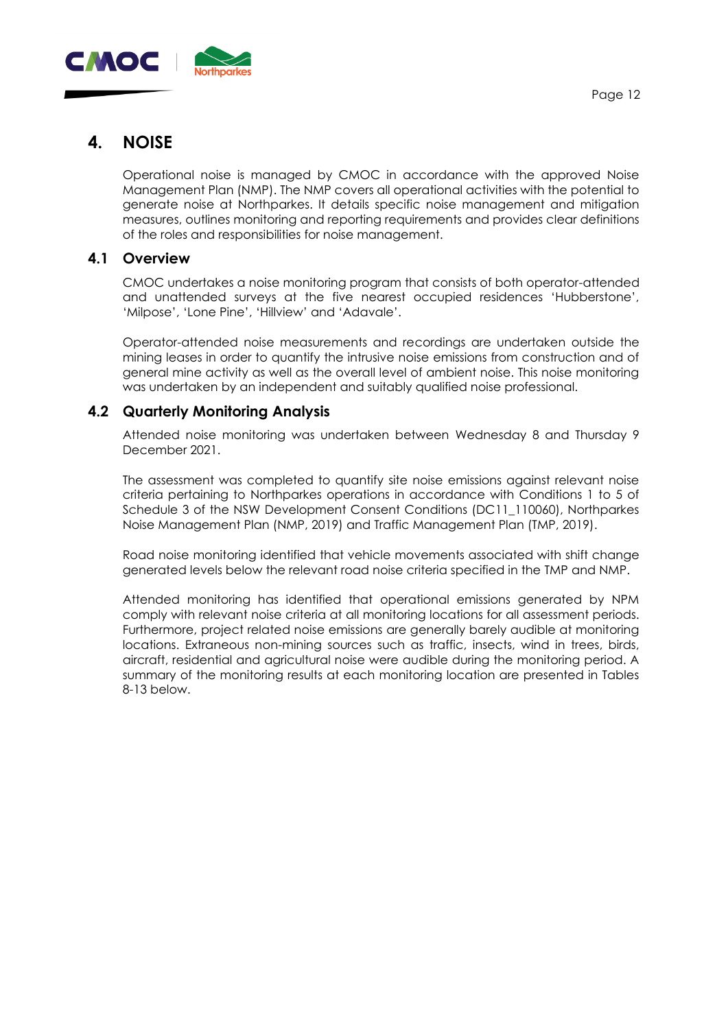# 4. NOISE

Operational noise is managed by CMOC in accordance with the approved Noise Management Plan (NMP). The NMP covers all operational activities with the potential to generate noise at Northparkes. It details specific noise management and mitigation measures, outlines monitoring and reporting requirements and provides clear definitions of the roles and responsibilities for noise management.

## 4.1 Overview

CMOC undertakes a noise monitoring program that consists of both operator-attended and unattended surveys at the five nearest occupied residences 'Hubberstone', 'Milpose', 'Lone Pine', 'Hillview' and 'Adavale'.

Operator-attended noise measurements and recordings are undertaken outside the mining leases in order to quantify the intrusive noise emissions from construction and of general mine activity as well as the overall level of ambient noise. This noise monitoring was undertaken by an independent and suitably qualified noise professional.

## 4.2 Quarterly Monitoring Analysis

Attended noise monitoring was undertaken between Wednesday 8 and Thursday 9 December 2021.

The assessment was completed to quantify site noise emissions against relevant noise criteria pertaining to Northparkes operations in accordance with Conditions 1 to 5 of Schedule 3 of the NSW Development Consent Conditions (DC11_110060), Northparkes Noise Management Plan (NMP, 2019) and Traffic Management Plan (TMP, 2019).

Road noise monitoring identified that vehicle movements associated with shift change generated levels below the relevant road noise criteria specified in the TMP and NMP.

Attended monitoring has identified that operational emissions generated by NPM comply with relevant noise criteria at all monitoring locations for all assessment periods. Furthermore, project related noise emissions are generally barely audible at monitoring locations. Extraneous non-mining sources such as traffic, insects, wind in trees, birds, aircraft, residential and agricultural noise were audible during the monitoring period. A summary of the monitoring results at each monitoring location are presented in Tables 8-13 below.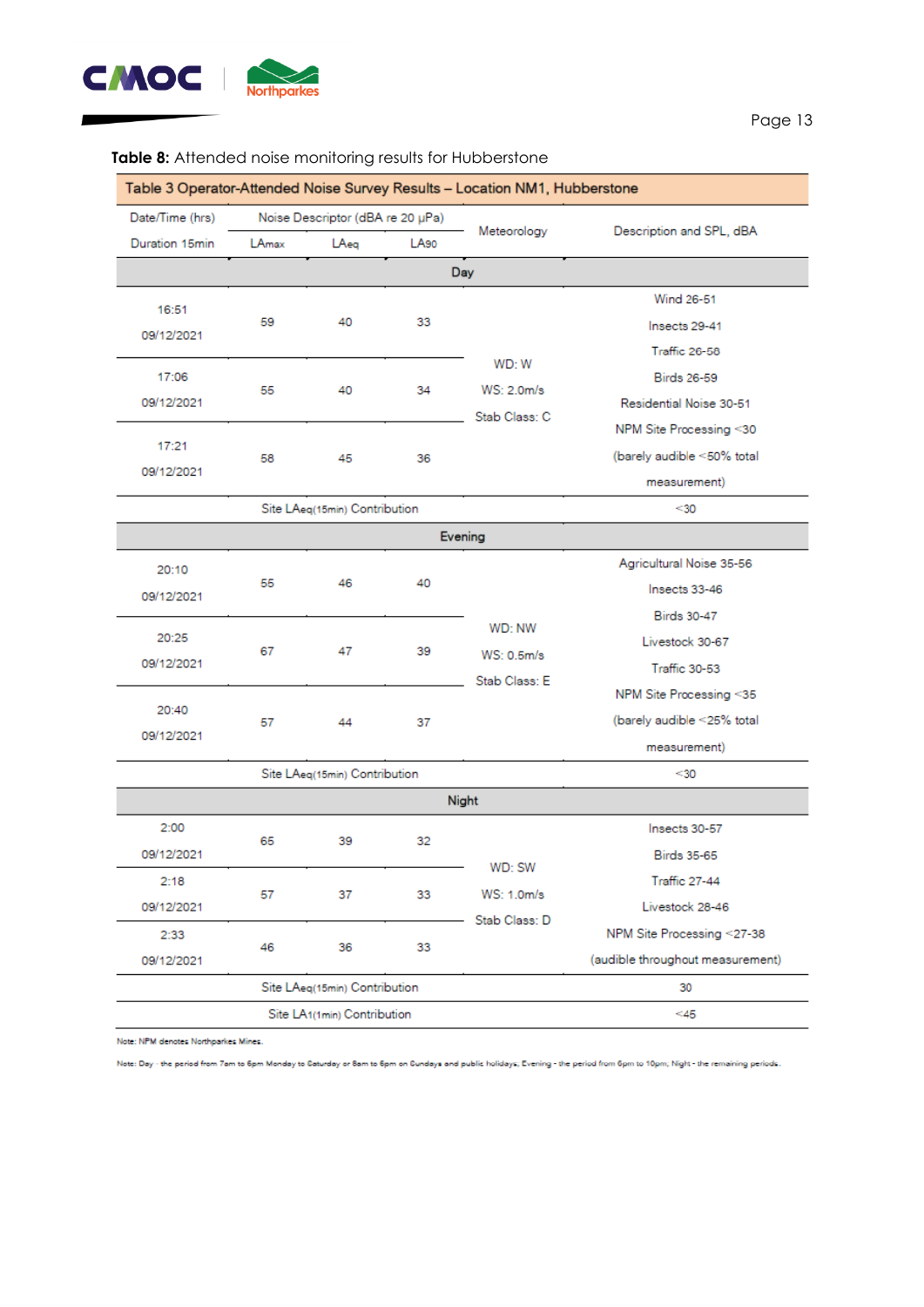**Table 8:** Attended noise monitoring results for Hubberstone

| Table 3 Operator-Attended Noise Survey Results – Location NM1, Hubberstone | | | | | |
|---|---|---|---|---|---|
| Date/Time (hrs) Duration 15min | Noise Descriptor (dBA re 20 µPa) | | | Meteorology | Description and SPL, dBA |
| | $L_{Amax}$ | $L_{Aeq}$ | $L_{A90}$ | | |
| **Day** | | | | | |
| 16:51 09/12/2021 | 59 | 40 | 33 | WD: W WS: 2.0m/s Stab Class: C | Wind 26-51 Insects 29-41 Traffic 26-58 Birds 26-59 Residential Noise 30-51 NPM Site Processing <30 (barely audible <50% total measurement) |
| 17:06 09/12/2021 | 55 | 40 | 34 | | |
| 17:21 09/12/2021 | 58 | 45 | 36 | | |
| Site $L_{Aeq(15min)}$ Contribution | | | | | <30 |
| **Evening** | | | | | |
| 20:10 09/12/2021 | 55 | 46 | 40 | WD: NW WS: 0.5m/s Stab Class: E | Agricultural Noise 35-56 Insects 33-46 Birds 30-47 Livestock 30-67 Traffic 30-53 NPM Site Processing <35 (barely audible <25% total measurement) |
| 20:25 09/12/2021 | 67 | 47 | 39 | | |
| 20:40 09/12/2021 | 57 | 44 | 37 | | |
| Site $L_{Aeq(15min)}$ Contribution | | | | | <30 |
| **Night** | | | | | |
| 2:00 09/12/2021 | 65 | 39 | 32 | WD: SW WS: 1.0m/s Stab Class: D | Insects 30-57 Birds 35-65 Traffic 27-44 Livestock 28-46 NPM Site Processing <27-38 (audible throughout measurement) |
| 2:18 09/12/2021 | 57 | 37 | 33 | | |
| 2:33 09/12/2021 | 46 | 36 | 33 | | |
| Site $L_{Aeq(15min)}$ Contribution | | | | | 30 |
| Site $L_{A1(1min)}$ Contribution | | | | | <45 |

Note: NPM denotes Northparkes Mines.

Note: Day - the period from 7am to 6pm Monday to Saturday or 8am to 6pm on Sundays and public holidays; Evening - the period from 6pm to 10pm; Night - the remaining periods.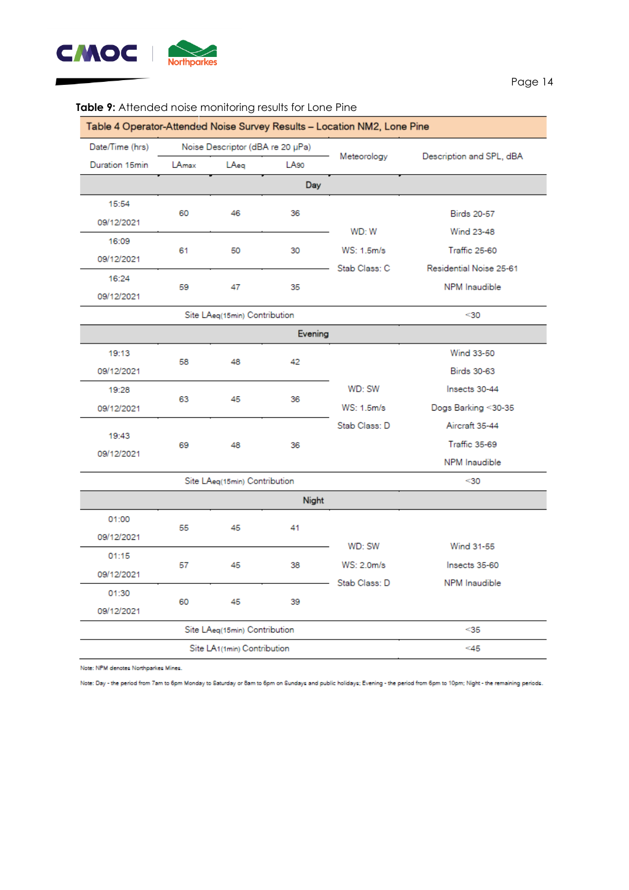**Table 9:** Attended noise monitoring results for Lone Pine

| Table 4 Operator-Attended Noise Survey Results – Location NM2, Lone Pine | | | | | |
|---|---|---|---|---|---|
| Date/Time (hrs) | Noise Descriptor (dBA re 20 µPa) | | | Meteorology | Description and SPL, dBA |
| Duration 15min | $L_{Amax}$ | $L_{Aeq}$ | $L_{A90}$ | | |
| **Day** | | | | | |
| 15:54 09/12/2021 | 60 | 46 | 36 | WD: W WS: 1.5m/s Stab Class: C | Birds 20-57 Wind 23-48 Traffic 25-60 Residential Noise 25-61 NPM Inaudible |
| 16:09 09/12/2021 | 61 | 50 | 30 | | |
| 16:24 09/12/2021 | 59 | 47 | 35 | | |
| Site $L_{Aeq(15min)}$ Contribution | | | | | <30 |
| **Evening** | | | | | |
| 19:13 09/12/2021 | 58 | 48 | 42 | WD: SW WS: 1.5m/s Stab Class: D | Wind 33-50 Birds 30-63 Insects 30-44 Dogs Barking <30-35 Aircraft 35-44 Traffic 35-69 NPM Inaudible |
| 19:28 09/12/2021 | 63 | 45 | 36 | | |
| 19:43 09/12/2021 | 69 | 48 | 36 | | |
| Site $L_{Aeq(15min)}$ Contribution | | | | | <30 |
| **Night** | | | | | |
| 01:00 09/12/2021 | 55 | 45 | 41 | WD: SW WS: 2.0m/s Stab Class: D | Wind 31-55 Insects 35-60 NPM Inaudible |
| 01:15 09/12/2021 | 57 | 45 | 38 | | |
| 01:30 09/12/2021 | 60 | 45 | 39 | | |
| Site $L_{Aeq(15min)}$ Contribution | | | | | <35 |
| Site $L_{A1(1min)}$ Contribution | | | | | <45 |

Note: NPM denotes Northparkes Mines.

Note: Day - the period from 7am to 6pm Monday to Saturday or 8am to 6pm on Sundays and public holidays; Evening - the period from 6pm to 10pm; Night - the remaining periods.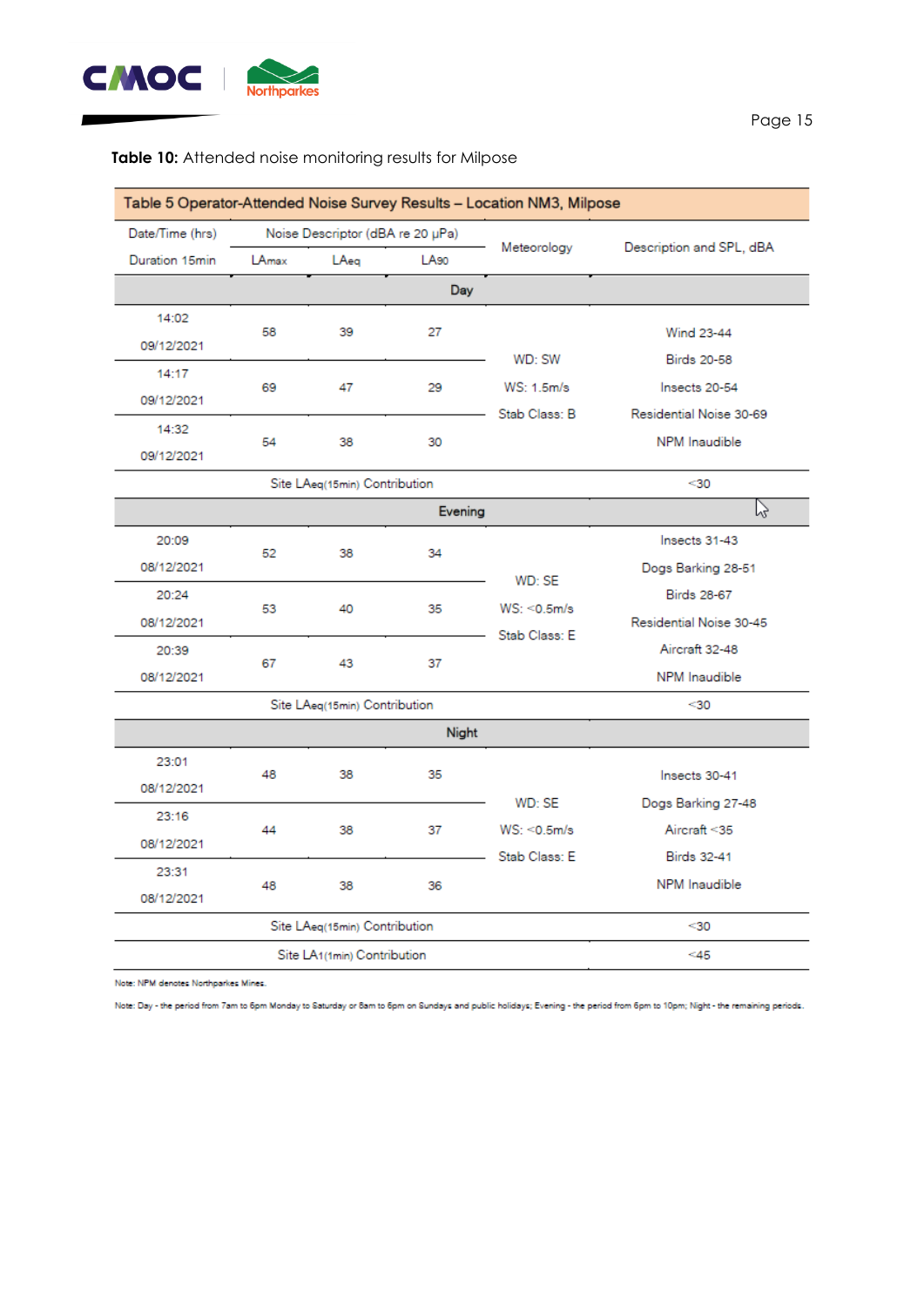**Table 10:** Attended noise monitoring results for Milpose

| Table 5 Operator-Attended Noise Survey Results – Location NM3, Milpose | | | | | |
|---|---|---|---|---|---|
| Date/Time (hrs) Duration 15min | Noise Descriptor (dBA re 20 μPa) | | | Meteorology | Description and SPL, dBA |
| | $L_{Amax}$ | $L_{Aeq}$ | $L_{A90}$ | | |
| **Day** | | | | | |
| 14:02 09/12/2021 | 58 | 39 | 27 | WD: SW WS: 1.5m/s Stab Class: B | Wind 23-44 Birds 20-58 Insects 20-54 Residential Noise 30-69 NPM Inaudible |
| 14:17 09/12/2021 | 69 | 47 | 29 | | |
| 14:32 09/12/2021 | 54 | 38 | 30 | | |
| Site $L_{Aeq(15min)}$ Contribution | | | | | <30 |
| **Evening** | | | | | |
| 20:09 08/12/2021 | 52 | 38 | 34 | WD: SE WS: <0.5m/s Stab Class: E | Insects 31-43 Dogs Barking 28-51 Birds 28-67 Residential Noise 30-45 Aircraft 32-48 NPM Inaudible |
| 20:24 08/12/2021 | 53 | 40 | 35 | | |
| 20:39 08/12/2021 | 67 | 43 | 37 | | |
| Site $L_{Aeq(15min)}$ Contribution | | | | | <30 |
| **Night** | | | | | |
| 23:01 08/12/2021 | 48 | 38 | 35 | WD: SE WS: <0.5m/s Stab Class: E | Insects 30-41 Dogs Barking 27-48 Aircraft <35 Birds 32-41 NPM Inaudible |
| 23:16 08/12/2021 | 44 | 38 | 37 | | |
| 23:31 08/12/2021 | 48 | 38 | 36 | | |
| Site $L_{Aeq(15min)}$ Contribution | | | | | <30 |
| Site $L_{A1(1min)}$ Contribution | | | | | <45 |

Note: NPM denotes Northparkes Mines.

Note: Day - the period from 7am to 6pm Monday to Saturday or 8am to 6pm on Sundays and public holidays; Evening - the period from 6pm to 10pm; Night - the remaining periods.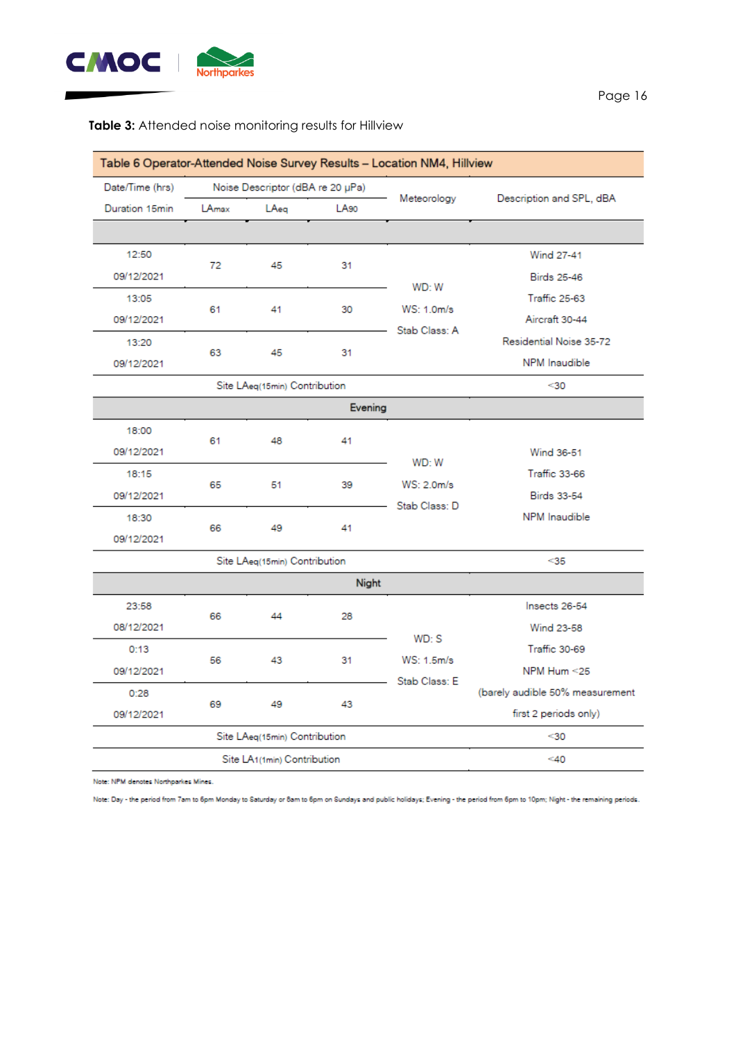**Table 3:** Attended noise monitoring results for Hillview

| Table 6 Operator-Attended Noise Survey Results – Location NM4, Hillview | | | | | |
|---|---|---|---|---|---|
| Date/Time (hrs) Duration 15min | Noise Descriptor (dBA re 20 μPa) | | | Meteorology | Description and SPL, dBA |
| | $L_{Amax}$ | $L_{Aeq}$ | $L_{A90}$ | | |
| | | | | | |
| 12:50 09/12/2021 | 72 | 45 | 31 | WD: W WS: 1.0m/s Stab Class: A | Wind 27-41 Birds 25-46 Traffic 25-63 Aircraft 30-44 Residential Noise 35-72 NPM Inaudible |
| 13:05 09/12/2021 | 61 | 41 | 30 | | |
| 13:20 09/12/2021 | 63 | 45 | 31 | | |
| Site $L_{Aeq(15min)}$ Contribution | | | | | <30 |
| Evening | | | | | |
| 18:00 09/12/2021 | 61 | 48 | 41 | WD: W WS: 2.0m/s Stab Class: D | Wind 36-51 Traffic 33-66 Birds 33-54 NPM Inaudible |
| 18:15 09/12/2021 | 65 | 51 | 39 | | |
| 18:30 09/12/2021 | 66 | 49 | 41 | | |
| Site $L_{Aeq(15min)}$ Contribution | | | | | <35 |
| Night | | | | | |
| 23:58 08/12/2021 | 66 | 44 | 28 | WD: S WS: 1.5m/s Stab Class: E | Insects 26-54 Wind 23-58 Traffic 30-69 NPM Hum <25 (barely audible 50% measurement first 2 periods only) |
| 0:13 09/12/2021 | 56 | 43 | 31 | | |
| 0:28 09/12/2021 | 69 | 49 | 43 | | |
| Site $L_{Aeq(15min)}$ Contribution | | | | | <30 |
| Site $L_{A1(1min)}$ Contribution | | | | | <40 |

Note: NPM denotes Northparkes Mines.

Note: Day - the period from 7am to 6pm Monday to Saturday or 8am to 6pm on Sundays and public holidays; Evening - the period from 6pm to 10pm; Night - the remaining periods.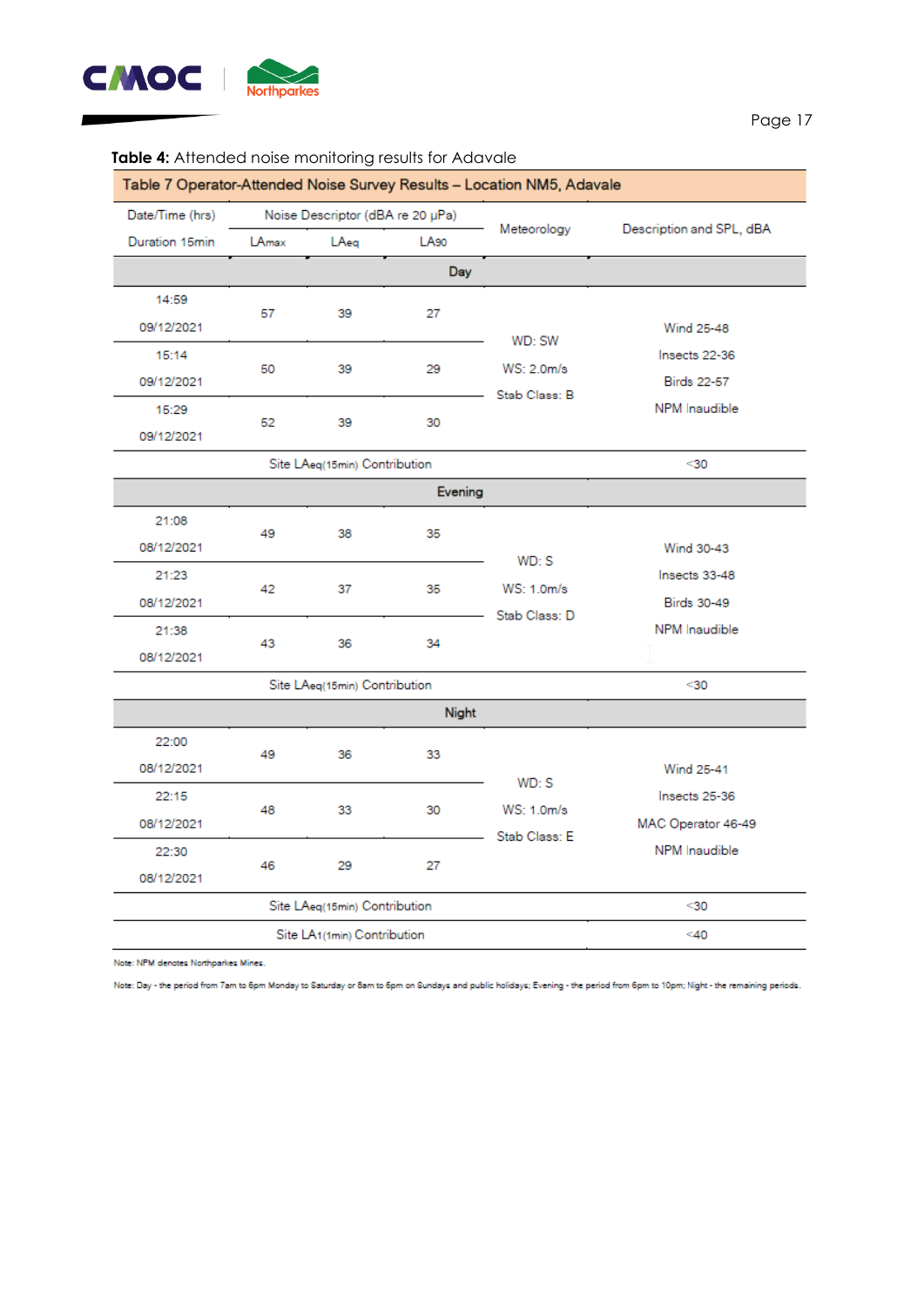**Table 4:** Attended noise monitoring results for Adavale

| Table 7 Operator-Attended Noise Survey Results – Location NM5, Adavale | | | | | |
|---|---|---|---|---|---|
| Date/Time (hrs) Duration 15min | Noise Descriptor (dBA re 20 µPa) | | | Meteorology | Description and SPL, dBA |
| | $L_{Amax}$ | $L_{Aeq}$ | $L_{A90}$ | | |
| **Day** | | | | | |
| 14:59 09/12/2021 | 57 | 39 | 27 | WD: SW WS: 2.0m/s Stab Class: B | Wind 25-48 Insects 22-36 Birds 22-57 NPM Inaudible |
| 15:14 09/12/2021 | 50 | 39 | 29 | | |
| 15:29 09/12/2021 | 52 | 39 | 30 | | |
| Site $L_{Aeq(15min)}$ Contribution | | | | | <30 |
| **Evening** | | | | | |
| 21:08 08/12/2021 | 49 | 38 | 35 | WD: S WS: 1.0m/s Stab Class: D | Wind 30-43 Insects 33-48 Birds 30-49 NPM Inaudible |
| 21:23 08/12/2021 | 42 | 37 | 35 | | |
| 21:38 08/12/2021 | 43 | 36 | 34 | | |
| Site $L_{Aeq(15min)}$ Contribution | | | | | <30 |
| **Night** | | | | | |
| 22:00 08/12/2021 | 49 | 36 | 33 | WD: S WS: 1.0m/s Stab Class: E | Wind 25-41 Insects 25-36 MAC Operator 46-49 NPM Inaudible |
| 22:15 08/12/2021 | 48 | 33 | 30 | | |
| 22:30 08/12/2021 | 46 | 29 | 27 | | |
| Site $L_{Aeq(15min)}$ Contribution | | | | | <30 |
| Site $L_{A1(1min)}$ Contribution | | | | | <40 |

Note: NPM denotes Northparkes Mines.

Note: Day - the period from 7am to 6pm Monday to Saturday or 8am to 6pm on Sundays and public holidays; Evening - the period from 6pm to 10pm; Night - the remaining periods.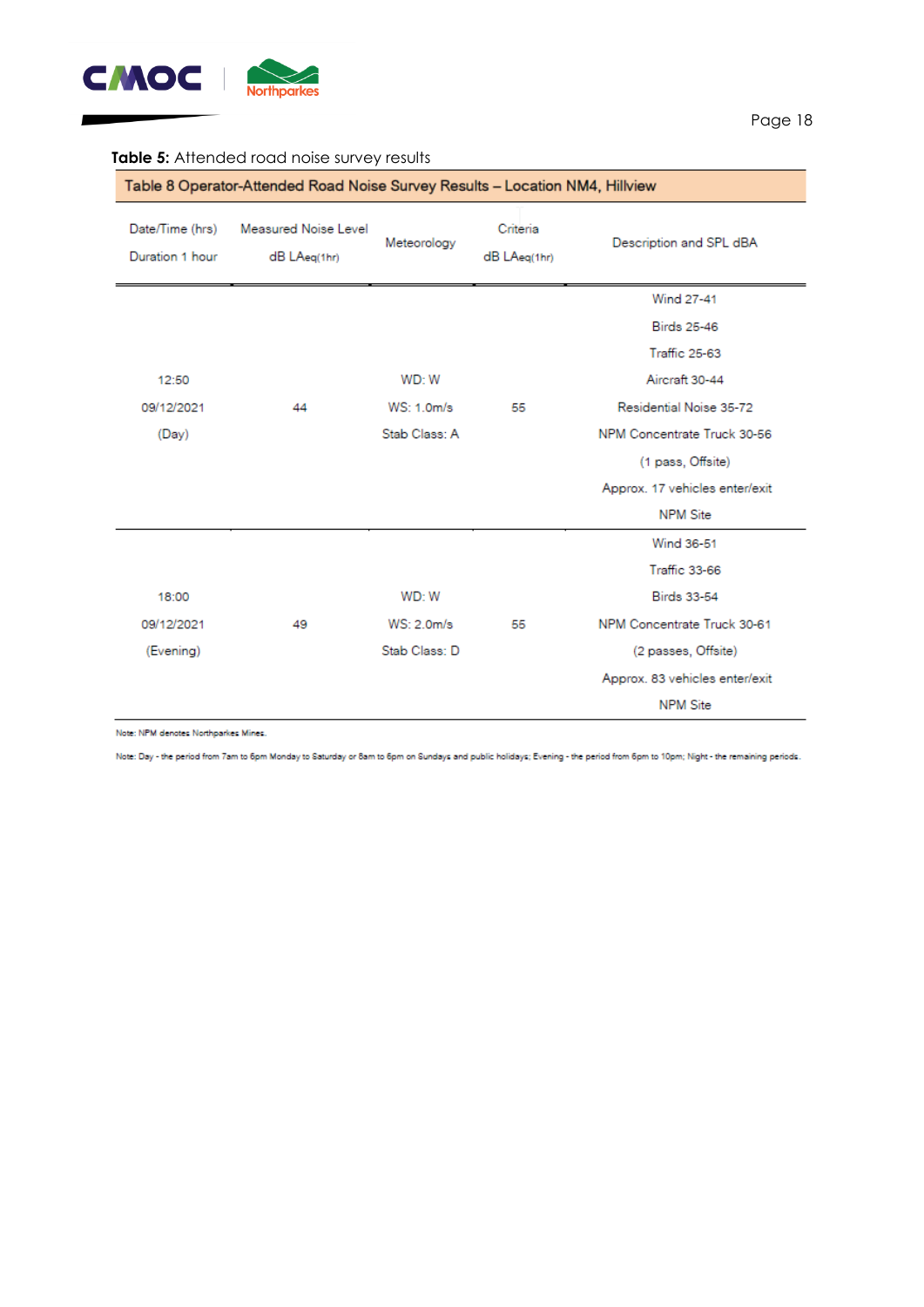**Table 5:** Attended road noise survey results

| Table 8 Operator-Attended Road Noise Survey Results – Location NM4, Hillview | | | | |
|---|---|---|---|---|
| Date/Time (hrs) Duration 1 hour | Measured Noise Level dB $L_{Aeq(1hr)}$ | Meteorology | Criteria dB $L_{Aeq(1hr)}$ | Description and SPL dBA |
| 12:50 09/12/2021 (Day) | 44 | WD: W WS: 1.0m/s Stab Class: A | 55 | Wind 27-41 Birds 25-46 Traffic 25-63 Aircraft 30-44 Residential Noise 35-72 NPM Concentrate Truck 30-56 (1 pass, Offsite) Approx. 17 vehicles enter/exit NPM Site |
| 18:00 09/12/2021 (Evening) | 49 | WD: W WS: 2.0m/s Stab Class: D | 55 | Wind 36-51 Traffic 33-66 Birds 33-54 NPM Concentrate Truck 30-61 (2 passes, Offsite) Approx. 83 vehicles enter/exit NPM Site |

Note: NPM denotes Northparkes Mines.

Note: Day - the period from 7am to 6pm Monday to Saturday or 8am to 6pm on Sundays and public holidays; Evening - the period from 6pm to 10pm; Night - the remaining periods.